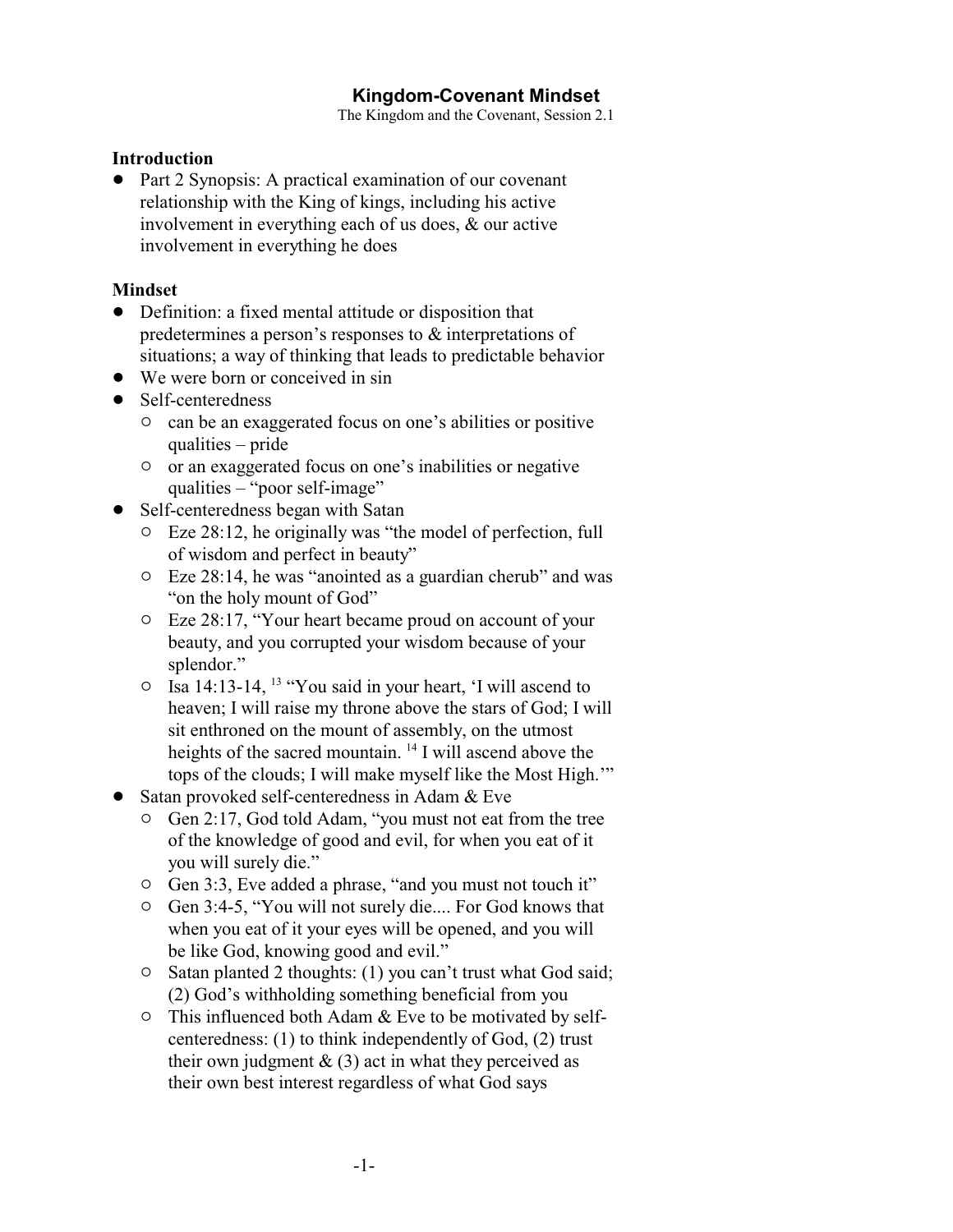# Kingdom-Covenant Mindset

The Kingdom and the Covenant, Session 2.1

## Introduction

- Part 2 Synopsis: A practical examination of our covenant relationship with the King of kings, including his active involvement in everything each of us does, & our active involvement in everything he does

## Mindset

- Definition: a fixed mental attitude or disposition that predetermines a person's responses to & interpretations of situations; a way of thinking that leads to predictable behavior
- We were born or conceived in sin
- Self-centeredness
  - can be an exaggerated focus on one's abilities or positive qualities – pride
  - or an exaggerated focus on one's inabilities or negative qualities – "poor self-image"
- Self-centeredness began with Satan
  - Eze 28:12, he originally was "the model of perfection, full of wisdom and perfect in beauty"
  - Eze 28:14, he was "anointed as a guardian cherub" and was "on the holy mount of God"
  - Eze 28:17, "Your heart became proud on account of your beauty, and you corrupted your wisdom because of your splendor."
  - Isa 14:13-14, [13] "You said in your heart, 'I will ascend to heaven; I will raise my throne above the stars of God; I will sit enthroned on the mount of assembly, on the utmost heights of the sacred mountain. [14] I will ascend above the tops of the clouds; I will make myself like the Most High.'"
- Satan provoked self-centeredness in Adam & Eve
  - Gen 2:17, God told Adam, "you must not eat from the tree of the knowledge of good and evil, for when you eat of it you will surely die."
  - Gen 3:3, Eve added a phrase, "and you must not touch it"
  - Gen 3:4-5, "You will not surely die.... For God knows that when you eat of it your eyes will be opened, and you will be like God, knowing good and evil."
  - Satan planted 2 thoughts: (1) you can't trust what God said; (2) God's withholding something beneficial from you
  - This influenced both Adam & Eve to be motivated by self-centeredness: (1) to think independently of God, (2) trust their own judgment & (3) act in what they perceived as their own best interest regardless of what God says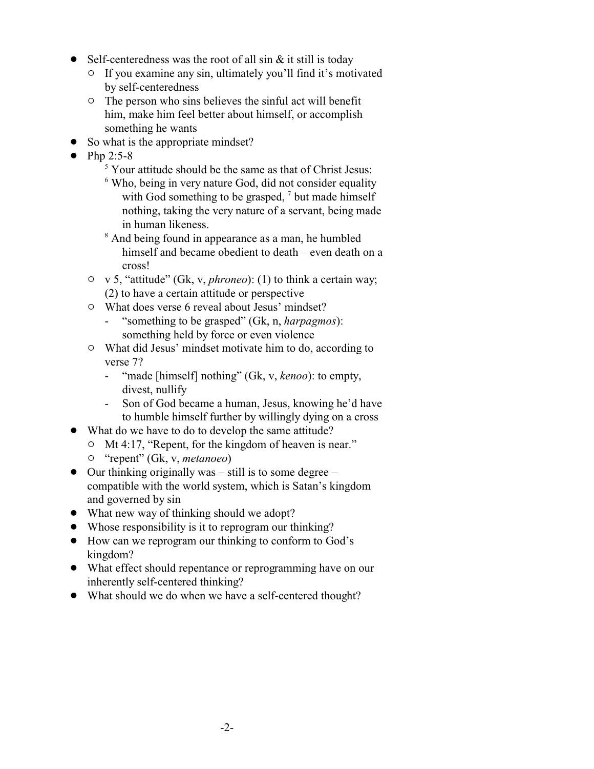- Self-centeredness was the root of all sin & it still is today
  - If you examine any sin, ultimately you'll find it's motivated by self-centeredness
  - The person who sins believes the sinful act will benefit him, make him feel better about himself, or accomplish something he wants
- So what is the appropriate mindset?
- Php 2:5-8
  - [5] Your attitude should be the same as that of Christ Jesus:
  - [6] Who, being in very nature God, did not consider equality with God something to be grasped, [7] but made himself nothing, taking the very nature of a servant, being made in human likeness.
  - [8] And being found in appearance as a man, he humbled himself and became obedient to death – even death on a cross!
  - v 5, "attitude" (Gk, v, *phroneo*): (1) to think a certain way; (2) to have a certain attitude or perspective
  - What does verse 6 reveal about Jesus' mindset?
    - "something to be grasped" (Gk, n, *harpagmos*): something held by force or even violence
  - What did Jesus' mindset motivate him to do, according to verse 7?
    - "made [himself] nothing" (Gk, v, *kenoo*): to empty, divest, nullify
    - Son of God became a human, Jesus, knowing he'd have to humble himself further by willingly dying on a cross
- What do we have to do to develop the same attitude?
  - Mt 4:17, "Repent, for the kingdom of heaven is near."
  - "repent" (Gk, v, *metanoeo*)
- Our thinking originally was – still is to some degree – compatible with the world system, which is Satan's kingdom and governed by sin
- What new way of thinking should we adopt?
- Whose responsibility is it to reprogram our thinking?
- How can we reprogram our thinking to conform to God's kingdom?
- What effect should repentance or reprogramming have on our inherently self-centered thinking?
- What should we do when we have a self-centered thought?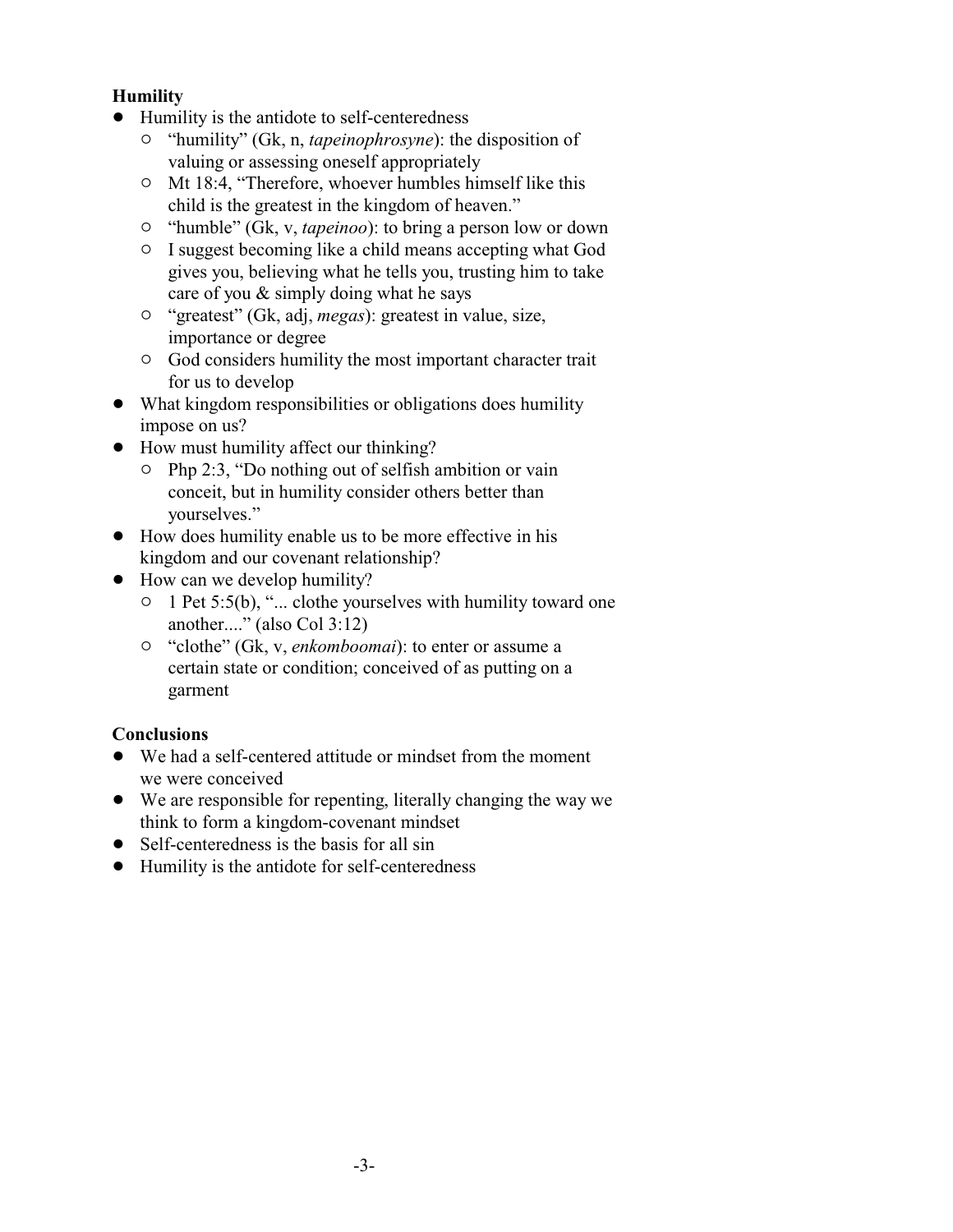**Humility**

- Humility is the antidote to self-centeredness
  - "humility" (Gk, n, *tapeinophrosyne*): the disposition of valuing or assessing oneself appropriately
  - Mt 18:4, "Therefore, whoever humbles himself like this child is the greatest in the kingdom of heaven."
  - "humble" (Gk, v, *tapeinoo*): to bring a person low or down
  - I suggest becoming like a child means accepting what God gives you, believing what he tells you, trusting him to take care of you & simply doing what he says
  - "greatest" (Gk, adj, *megas*): greatest in value, size, importance or degree
  - God considers humility the most important character trait for us to develop
- What kingdom responsibilities or obligations does humility impose on us?
- How must humility affect our thinking?
  - Php 2:3, "Do nothing out of selfish ambition or vain conceit, but in humility consider others better than yourselves."
- How does humility enable us to be more effective in his kingdom and our covenant relationship?
- How can we develop humility?
  - 1 Pet 5:5(b), "... clothe yourselves with humility toward one another...." (also Col 3:12)
  - "clothe" (Gk, v, *enkomboomai*): to enter or assume a certain state or condition; conceived of as putting on a garment

**Conclusions**

- We had a self-centered attitude or mindset from the moment we were conceived
- We are responsible for repenting, literally changing the way we think to form a kingdom-covenant mindset
- Self-centeredness is the basis for all sin
- Humility is the antidote for self-centeredness